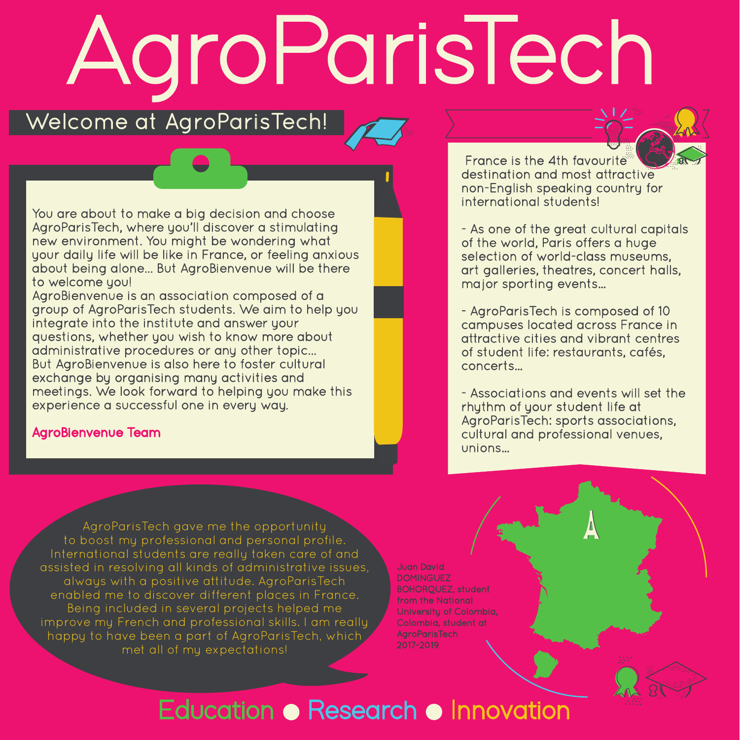# AgroParisTech

## Welcome at AgroParisTech!

You are about to make a big decision and choose AgroParisTech, where you'll discover a stimulating new environment. You might be wondering what your daily life will be like in France, or feeling anxious about being alone... But AgroBienvenue will be there to welcome you!
AgroBienvenue is an association composed of a group of AgroParisTech students. We aim to help you integrate into the institute and answer your questions, whether you wish to know more about administrative procedures or any other topic...
But AgroBienvenue is also here to foster cultural exchange by organising many activities and meetings. We look forward to helping you make this experience a successful one in every way.

**AgroBienvenue Team**

France is the 4th favourite destination and most attractive non-English speaking country for international students!

- As one of the great cultural capitals of the world, Paris offers a huge selection of world-class museums, art galleries, theatres, concert halls, major sporting events...

- AgroParisTech is composed of 10 campuses located across France in attractive cities and vibrant centres of student life: restaurants, cafés, concerts...

- Associations and events will set the rhythm of your student life at AgroParisTech: sports associations, cultural and professional venues, unions...

AgroParisTech gave me the opportunity to boost my professional and personal profile. International students are really taken care of and assisted in resolving all kinds of administrative issues, always with a positive attitude. AgroParisTech enabled me to discover different places in France. Being included in several projects helped me improve my French and professional skills. I am really happy to have been a part of AgroParisTech, which met all of my expectations!

Juan David DOMINGUEZ BOHORQUEZ, student from the National University of Colombia, Colombia, student at AgroParisTech 2017-2019

Education ● Research ● Innovation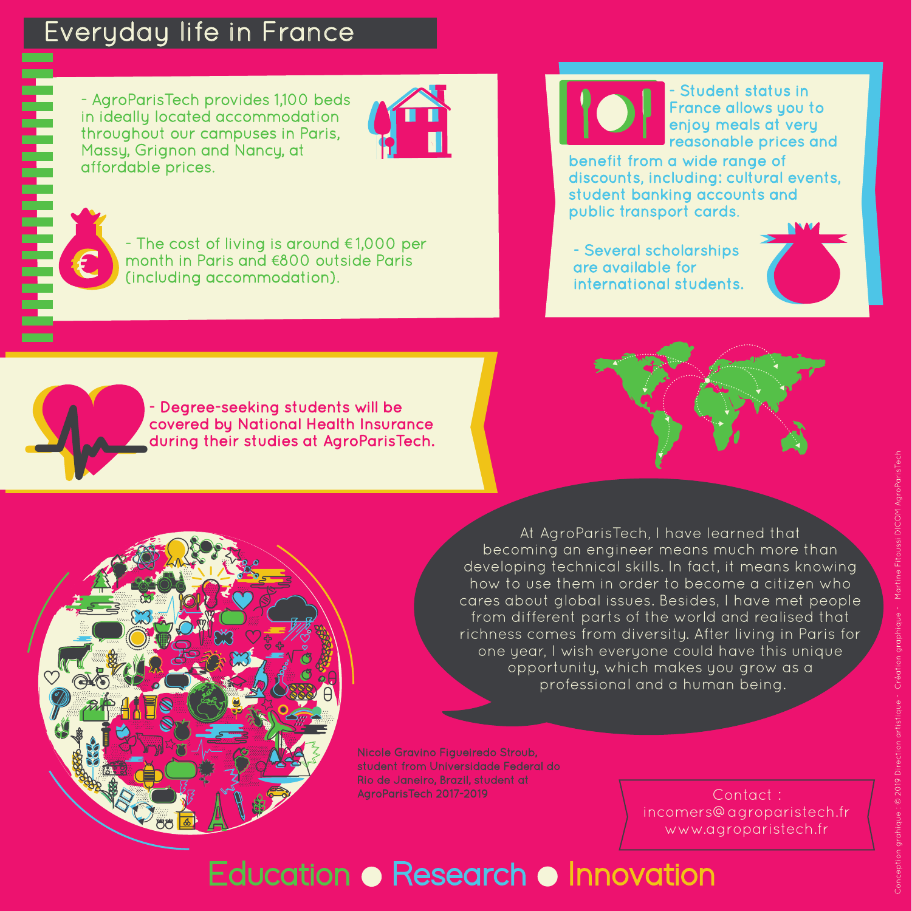# Everyday life in France

- AgroParisTech provides 1,100 beds in ideally located accommodation throughout our campuses in Paris, Massy, Grignon and Nancy, at affordable prices.

- The cost of living is around €1,000 per month in Paris and €800 outside Paris (including accommodation).

- Student status in France allows you to enjoy meals at very reasonable prices and benefit from a wide range of discounts, including: cultural events, student banking accounts and public transport cards.

- Several scholarships are available for international students.

- Degree-seeking students will be covered by National Health Insurance during their studies at AgroParisTech.

At AgroParisTech, I have learned that becoming an engineer means much more than developing technical skills. In fact, it means knowing how to use them in order to become a citizen who cares about global issues. Besides, I have met people from different parts of the world and realised that richness comes from diversity. After living in Paris for one year, I wish everyone could have this unique opportunity, which makes you grow as a professional and a human being.

Nicole Gravino Figueiredo Stroub, student from Universidade Federal do Rio de Janeiro, Brazil, student at AgroParisTech 2017-2019

Contact :
incomers@agroparistech.fr
www.agroparistech.fr

Education ● Research ● Innovation

Conception graphique : © 2019 Direction artistique - Création graphique - Martine Fitoussi DICOM AgroParisTech